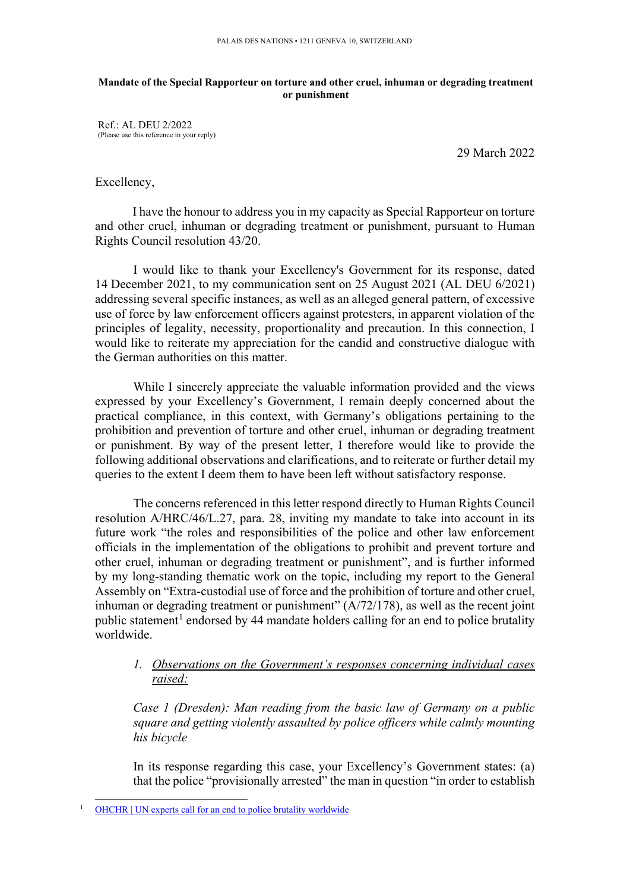PALAIS DES NATIONS • 1211 GENEVA 10, SWITZERLAND

**Mandate of the Special Rapporteur on torture and other cruel, inhuman or degrading treatment or punishment**

Ref.: AL DEU 2/2022
(Please use this reference in your reply)

29 March 2022

Excellency,

I have the honour to address you in my capacity as Special Rapporteur on torture and other cruel, inhuman or degrading treatment or punishment, pursuant to Human Rights Council resolution 43/20.

I would like to thank your Excellency's Government for its response, dated 14 December 2021, to my communication sent on 25 August 2021 (AL DEU 6/2021) addressing several specific instances, as well as an alleged general pattern, of excessive use of force by law enforcement officers against protesters, in apparent violation of the principles of legality, necessity, proportionality and precaution. In this connection, I would like to reiterate my appreciation for the candid and constructive dialogue with the German authorities on this matter.

While I sincerely appreciate the valuable information provided and the views expressed by your Excellency's Government, I remain deeply concerned about the practical compliance, in this context, with Germany's obligations pertaining to the prohibition and prevention of torture and other cruel, inhuman or degrading treatment or punishment. By way of the present letter, I therefore would like to provide the following additional observations and clarifications, and to reiterate or further detail my queries to the extent I deem them to have been left without satisfactory response.

The concerns referenced in this letter respond directly to Human Rights Council resolution A/HRC/46/L.27, para. 28, inviting my mandate to take into account in its future work "the roles and responsibilities of the police and other law enforcement officials in the implementation of the obligations to prohibit and prevent torture and other cruel, inhuman or degrading treatment or punishment", and is further informed by my long-standing thematic work on the topic, including my report to the General Assembly on "Extra-custodial use of force and the prohibition of torture and other cruel, inhuman or degrading treatment or punishment" (A/72/178), as well as the recent joint public statement[1] endorsed by 44 mandate holders calling for an end to police brutality worldwide.

1. *Observations on the Government's responses concerning individual cases raised:*

*Case 1 (Dresden): Man reading from the basic law of Germany on a public square and getting violently assaulted by police officers while calmly mounting his bicycle*

In its response regarding this case, your Excellency's Government states: (a) that the police "provisionally arrested" the man in question "in order to establish

[1] OHCHR | UN experts call for an end to police brutality worldwide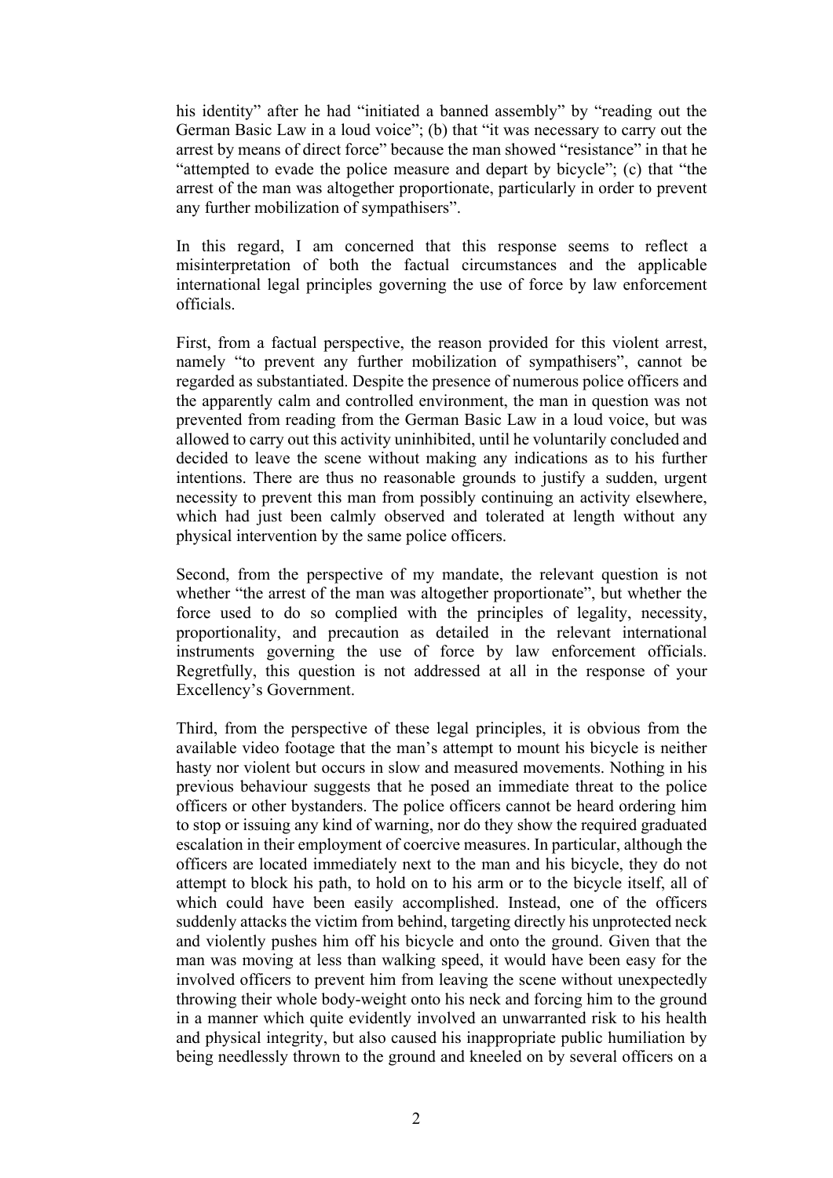his identity" after he had "initiated a banned assembly" by "reading out the German Basic Law in a loud voice"; (b) that "it was necessary to carry out the arrest by means of direct force" because the man showed "resistance" in that he "attempted to evade the police measure and depart by bicycle"; (c) that "the arrest of the man was altogether proportionate, particularly in order to prevent any further mobilization of sympathisers".

In this regard, I am concerned that this response seems to reflect a misinterpretation of both the factual circumstances and the applicable international legal principles governing the use of force by law enforcement officials.

First, from a factual perspective, the reason provided for this violent arrest, namely "to prevent any further mobilization of sympathisers", cannot be regarded as substantiated. Despite the presence of numerous police officers and the apparently calm and controlled environment, the man in question was not prevented from reading from the German Basic Law in a loud voice, but was allowed to carry out this activity uninhibited, until he voluntarily concluded and decided to leave the scene without making any indications as to his further intentions. There are thus no reasonable grounds to justify a sudden, urgent necessity to prevent this man from possibly continuing an activity elsewhere, which had just been calmly observed and tolerated at length without any physical intervention by the same police officers.

Second, from the perspective of my mandate, the relevant question is not whether "the arrest of the man was altogether proportionate", but whether the force used to do so complied with the principles of legality, necessity, proportionality, and precaution as detailed in the relevant international instruments governing the use of force by law enforcement officials. Regretfully, this question is not addressed at all in the response of your Excellency's Government.

Third, from the perspective of these legal principles, it is obvious from the available video footage that the man's attempt to mount his bicycle is neither hasty nor violent but occurs in slow and measured movements. Nothing in his previous behaviour suggests that he posed an immediate threat to the police officers or other bystanders. The police officers cannot be heard ordering him to stop or issuing any kind of warning, nor do they show the required graduated escalation in their employment of coercive measures. In particular, although the officers are located immediately next to the man and his bicycle, they do not attempt to block his path, to hold on to his arm or to the bicycle itself, all of which could have been easily accomplished. Instead, one of the officers suddenly attacks the victim from behind, targeting directly his unprotected neck and violently pushes him off his bicycle and onto the ground. Given that the man was moving at less than walking speed, it would have been easy for the involved officers to prevent him from leaving the scene without unexpectedly throwing their whole body-weight onto his neck and forcing him to the ground in a manner which quite evidently involved an unwarranted risk to his health and physical integrity, but also caused his inappropriate public humiliation by being needlessly thrown to the ground and kneeled on by several officers on a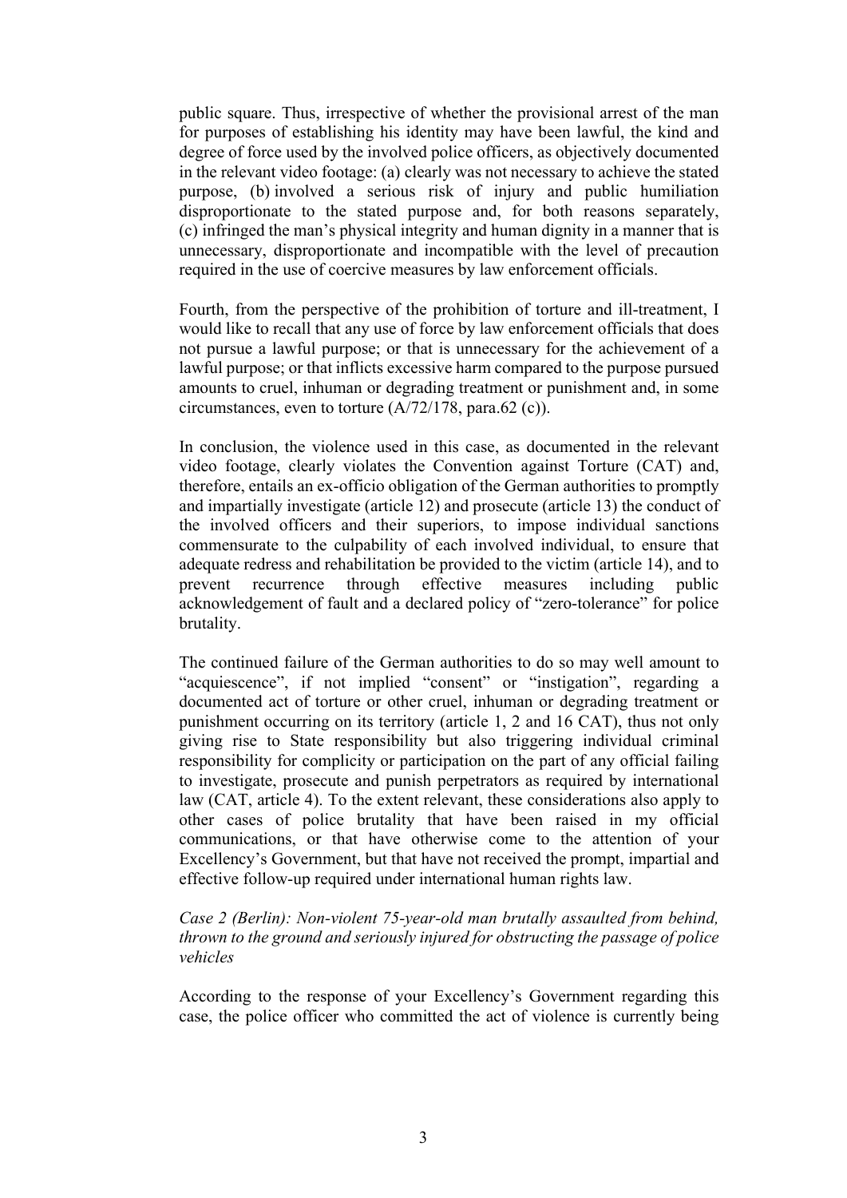public square. Thus, irrespective of whether the provisional arrest of the man for purposes of establishing his identity may have been lawful, the kind and degree of force used by the involved police officers, as objectively documented in the relevant video footage: (a) clearly was not necessary to achieve the stated purpose, (b) involved a serious risk of injury and public humiliation disproportionate to the stated purpose and, for both reasons separately, (c) infringed the man's physical integrity and human dignity in a manner that is unnecessary, disproportionate and incompatible with the level of precaution required in the use of coercive measures by law enforcement officials.

Fourth, from the perspective of the prohibition of torture and ill-treatment, I would like to recall that any use of force by law enforcement officials that does not pursue a lawful purpose; or that is unnecessary for the achievement of a lawful purpose; or that inflicts excessive harm compared to the purpose pursued amounts to cruel, inhuman or degrading treatment or punishment and, in some circumstances, even to torture (A/72/178, para.62 (c)).

In conclusion, the violence used in this case, as documented in the relevant video footage, clearly violates the Convention against Torture (CAT) and, therefore, entails an ex-officio obligation of the German authorities to promptly and impartially investigate (article 12) and prosecute (article 13) the conduct of the involved officers and their superiors, to impose individual sanctions commensurate to the culpability of each involved individual, to ensure that adequate redress and rehabilitation be provided to the victim (article 14), and to prevent recurrence through effective measures including public acknowledgement of fault and a declared policy of "zero-tolerance" for police brutality.

The continued failure of the German authorities to do so may well amount to "acquiescence", if not implied "consent" or "instigation", regarding a documented act of torture or other cruel, inhuman or degrading treatment or punishment occurring on its territory (article 1, 2 and 16 CAT), thus not only giving rise to State responsibility but also triggering individual criminal responsibility for complicity or participation on the part of any official failing to investigate, prosecute and punish perpetrators as required by international law (CAT, article 4). To the extent relevant, these considerations also apply to other cases of police brutality that have been raised in my official communications, or that have otherwise come to the attention of your Excellency's Government, but that have not received the prompt, impartial and effective follow-up required under international human rights law.

*Case 2 (Berlin): Non-violent 75-year-old man brutally assaulted from behind, thrown to the ground and seriously injured for obstructing the passage of police vehicles*

According to the response of your Excellency's Government regarding this case, the police officer who committed the act of violence is currently being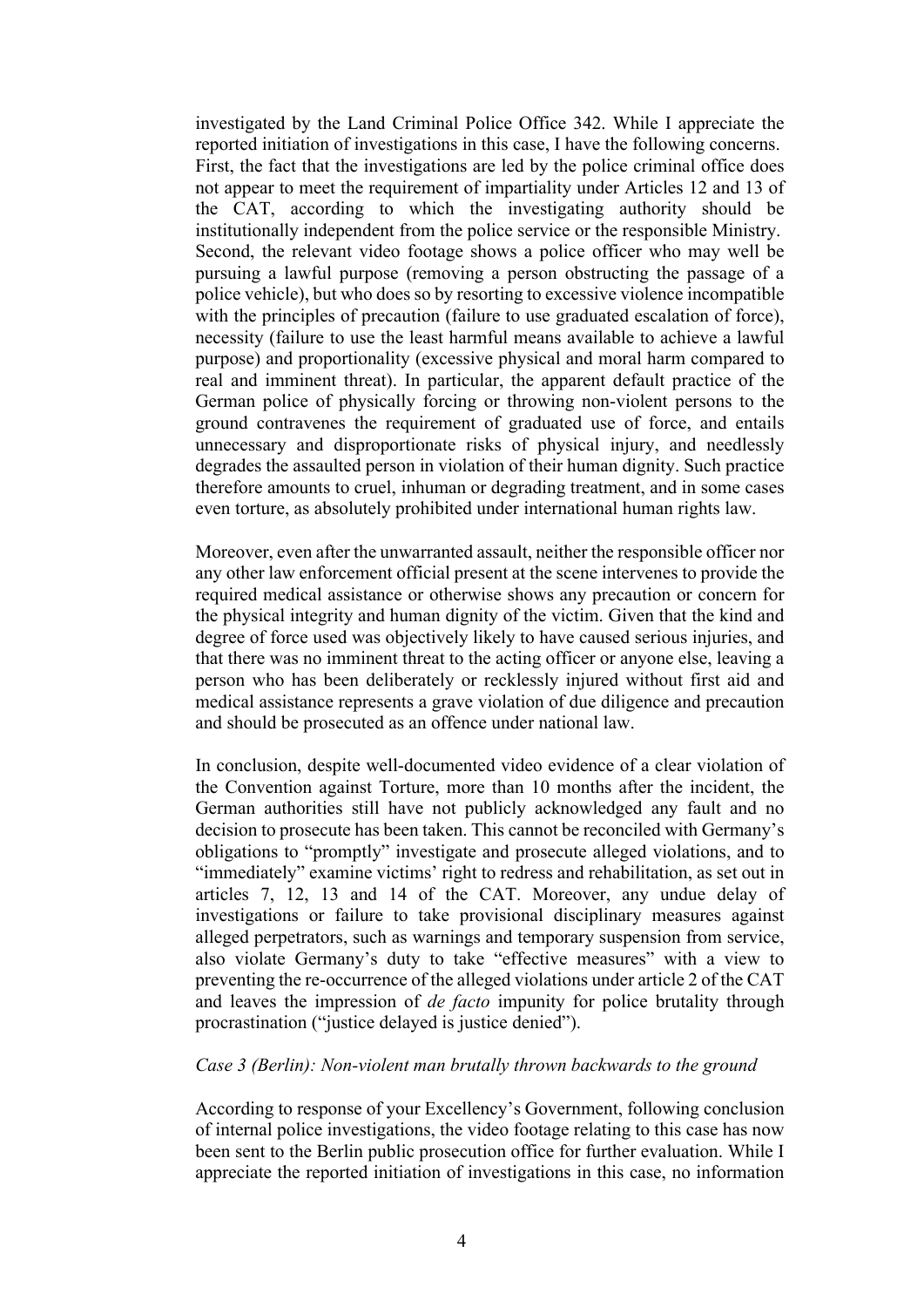investigated by the Land Criminal Police Office 342. While I appreciate the reported initiation of investigations in this case, I have the following concerns. First, the fact that the investigations are led by the police criminal office does not appear to meet the requirement of impartiality under Articles 12 and 13 of the CAT, according to which the investigating authority should be institutionally independent from the police service or the responsible Ministry. Second, the relevant video footage shows a police officer who may well be pursuing a lawful purpose (removing a person obstructing the passage of a police vehicle), but who does so by resorting to excessive violence incompatible with the principles of precaution (failure to use graduated escalation of force), necessity (failure to use the least harmful means available to achieve a lawful purpose) and proportionality (excessive physical and moral harm compared to real and imminent threat). In particular, the apparent default practice of the German police of physically forcing or throwing non-violent persons to the ground contravenes the requirement of graduated use of force, and entails unnecessary and disproportionate risks of physical injury, and needlessly degrades the assaulted person in violation of their human dignity. Such practice therefore amounts to cruel, inhuman or degrading treatment, and in some cases even torture, as absolutely prohibited under international human rights law.

Moreover, even after the unwarranted assault, neither the responsible officer nor any other law enforcement official present at the scene intervenes to provide the required medical assistance or otherwise shows any precaution or concern for the physical integrity and human dignity of the victim. Given that the kind and degree of force used was objectively likely to have caused serious injuries, and that there was no imminent threat to the acting officer or anyone else, leaving a person who has been deliberately or recklessly injured without first aid and medical assistance represents a grave violation of due diligence and precaution and should be prosecuted as an offence under national law.

In conclusion, despite well-documented video evidence of a clear violation of the Convention against Torture, more than 10 months after the incident, the German authorities still have not publicly acknowledged any fault and no decision to prosecute has been taken. This cannot be reconciled with Germany's obligations to "promptly" investigate and prosecute alleged violations, and to "immediately" examine victims' right to redress and rehabilitation, as set out in articles 7, 12, 13 and 14 of the CAT. Moreover, any undue delay of investigations or failure to take provisional disciplinary measures against alleged perpetrators, such as warnings and temporary suspension from service, also violate Germany's duty to take "effective measures" with a view to preventing the re-occurrence of the alleged violations under article 2 of the CAT and leaves the impression of *de facto* impunity for police brutality through procrastination ("justice delayed is justice denied").

*Case 3 (Berlin): Non-violent man brutally thrown backwards to the ground*

According to response of your Excellency's Government, following conclusion of internal police investigations, the video footage relating to this case has now been sent to the Berlin public prosecution office for further evaluation. While I appreciate the reported initiation of investigations in this case, no information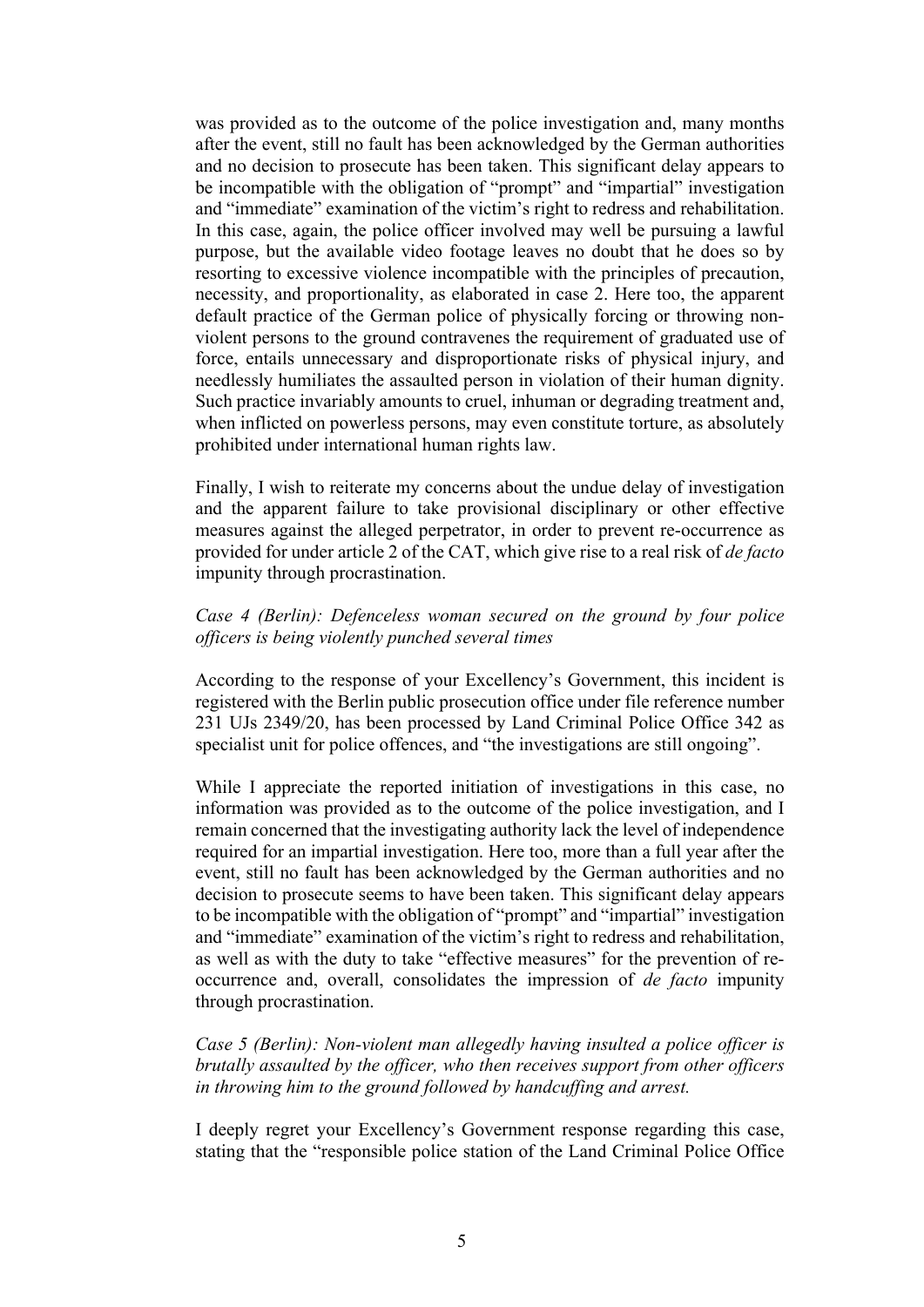was provided as to the outcome of the police investigation and, many months after the event, still no fault has been acknowledged by the German authorities and no decision to prosecute has been taken. This significant delay appears to be incompatible with the obligation of "prompt" and "impartial" investigation and "immediate" examination of the victim's right to redress and rehabilitation. In this case, again, the police officer involved may well be pursuing a lawful purpose, but the available video footage leaves no doubt that he does so by resorting to excessive violence incompatible with the principles of precaution, necessity, and proportionality, as elaborated in case 2. Here too, the apparent default practice of the German police of physically forcing or throwing non-violent persons to the ground contravenes the requirement of graduated use of force, entails unnecessary and disproportionate risks of physical injury, and needlessly humiliates the assaulted person in violation of their human dignity. Such practice invariably amounts to cruel, inhuman or degrading treatment and, when inflicted on powerless persons, may even constitute torture, as absolutely prohibited under international human rights law.

Finally, I wish to reiterate my concerns about the undue delay of investigation and the apparent failure to take provisional disciplinary or other effective measures against the alleged perpetrator, in order to prevent re-occurrence as provided for under article 2 of the CAT, which give rise to a real risk of *de facto* impunity through procrastination.

*Case 4 (Berlin): Defenceless woman secured on the ground by four police officers is being violently punched several times*

According to the response of your Excellency's Government, this incident is registered with the Berlin public prosecution office under file reference number 231 UJs 2349/20, has been processed by Land Criminal Police Office 342 as specialist unit for police offences, and "the investigations are still ongoing".

While I appreciate the reported initiation of investigations in this case, no information was provided as to the outcome of the police investigation, and I remain concerned that the investigating authority lack the level of independence required for an impartial investigation. Here too, more than a full year after the event, still no fault has been acknowledged by the German authorities and no decision to prosecute seems to have been taken. This significant delay appears to be incompatible with the obligation of "prompt" and "impartial" investigation and "immediate" examination of the victim's right to redress and rehabilitation, as well as with the duty to take "effective measures" for the prevention of re-occurrence and, overall, consolidates the impression of *de facto* impunity through procrastination.

*Case 5 (Berlin): Non-violent man allegedly having insulted a police officer is brutally assaulted by the officer, who then receives support from other officers in throwing him to the ground followed by handcuffing and arrest.*

I deeply regret your Excellency's Government response regarding this case, stating that the "responsible police station of the Land Criminal Police Office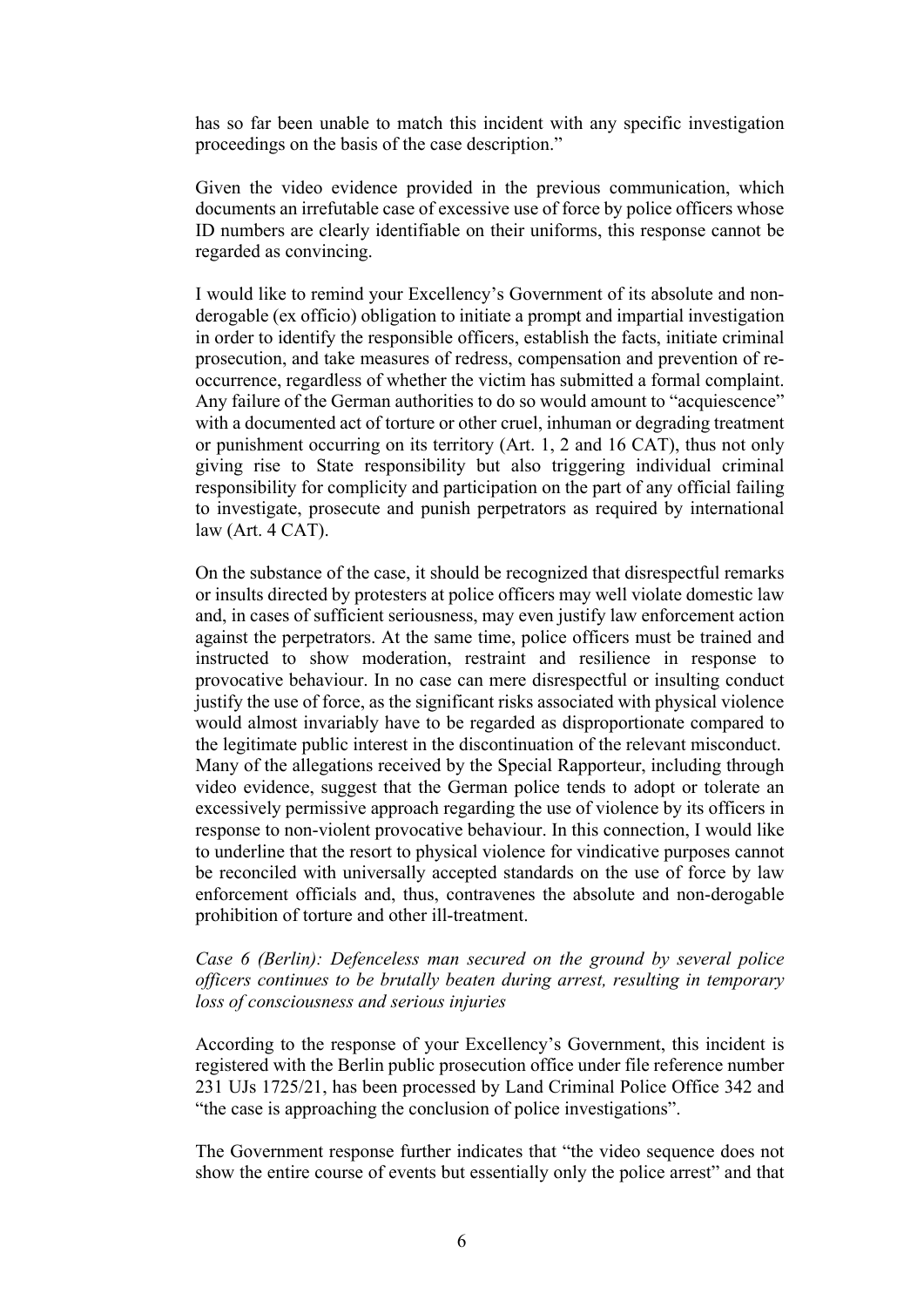has so far been unable to match this incident with any specific investigation proceedings on the basis of the case description."

Given the video evidence provided in the previous communication, which documents an irrefutable case of excessive use of force by police officers whose ID numbers are clearly identifiable on their uniforms, this response cannot be regarded as convincing.

I would like to remind your Excellency's Government of its absolute and non-derogable (ex officio) obligation to initiate a prompt and impartial investigation in order to identify the responsible officers, establish the facts, initiate criminal prosecution, and take measures of redress, compensation and prevention of re-occurrence, regardless of whether the victim has submitted a formal complaint. Any failure of the German authorities to do so would amount to "acquiescence" with a documented act of torture or other cruel, inhuman or degrading treatment or punishment occurring on its territory (Art. 1, 2 and 16 CAT), thus not only giving rise to State responsibility but also triggering individual criminal responsibility for complicity and participation on the part of any official failing to investigate, prosecute and punish perpetrators as required by international law (Art. 4 CAT).

On the substance of the case, it should be recognized that disrespectful remarks or insults directed by protesters at police officers may well violate domestic law and, in cases of sufficient seriousness, may even justify law enforcement action against the perpetrators. At the same time, police officers must be trained and instructed to show moderation, restraint and resilience in response to provocative behaviour. In no case can mere disrespectful or insulting conduct justify the use of force, as the significant risks associated with physical violence would almost invariably have to be regarded as disproportionate compared to the legitimate public interest in the discontinuation of the relevant misconduct. Many of the allegations received by the Special Rapporteur, including through video evidence, suggest that the German police tends to adopt or tolerate an excessively permissive approach regarding the use of violence by its officers in response to non-violent provocative behaviour. In this connection, I would like to underline that the resort to physical violence for vindicative purposes cannot be reconciled with universally accepted standards on the use of force by law enforcement officials and, thus, contravenes the absolute and non-derogable prohibition of torture and other ill-treatment.

*Case 6 (Berlin): Defenceless man secured on the ground by several police officers continues to be brutally beaten during arrest, resulting in temporary loss of consciousness and serious injuries*

According to the response of your Excellency's Government, this incident is registered with the Berlin public prosecution office under file reference number 231 UJs 1725/21, has been processed by Land Criminal Police Office 342 and "the case is approaching the conclusion of police investigations".

The Government response further indicates that "the video sequence does not show the entire course of events but essentially only the police arrest" and that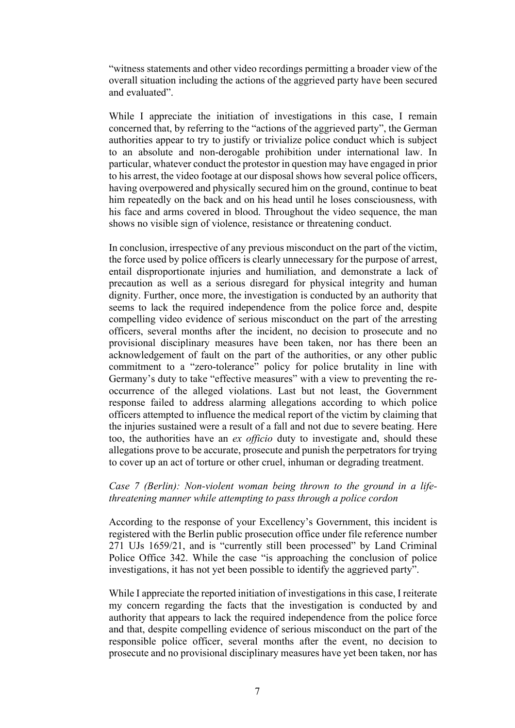"witness statements and other video recordings permitting a broader view of the overall situation including the actions of the aggrieved party have been secured and evaluated".

While I appreciate the initiation of investigations in this case, I remain concerned that, by referring to the "actions of the aggrieved party", the German authorities appear to try to justify or trivialize police conduct which is subject to an absolute and non-derogable prohibition under international law. In particular, whatever conduct the protestor in question may have engaged in prior to his arrest, the video footage at our disposal shows how several police officers, having overpowered and physically secured him on the ground, continue to beat him repeatedly on the back and on his head until he loses consciousness, with his face and arms covered in blood. Throughout the video sequence, the man shows no visible sign of violence, resistance or threatening conduct.

In conclusion, irrespective of any previous misconduct on the part of the victim, the force used by police officers is clearly unnecessary for the purpose of arrest, entail disproportionate injuries and humiliation, and demonstrate a lack of precaution as well as a serious disregard for physical integrity and human dignity. Further, once more, the investigation is conducted by an authority that seems to lack the required independence from the police force and, despite compelling video evidence of serious misconduct on the part of the arresting officers, several months after the incident, no decision to prosecute and no provisional disciplinary measures have been taken, nor has there been an acknowledgement of fault on the part of the authorities, or any other public commitment to a "zero-tolerance" policy for police brutality in line with Germany's duty to take "effective measures" with a view to preventing the re-occurrence of the alleged violations. Last but not least, the Government response failed to address alarming allegations according to which police officers attempted to influence the medical report of the victim by claiming that the injuries sustained were a result of a fall and not due to severe beating. Here too, the authorities have an *ex officio* duty to investigate and, should these allegations prove to be accurate, prosecute and punish the perpetrators for trying to cover up an act of torture or other cruel, inhuman or degrading treatment.

*Case 7 (Berlin): Non-violent woman being thrown to the ground in a life-threatening manner while attempting to pass through a police cordon*

According to the response of your Excellency's Government, this incident is registered with the Berlin public prosecution office under file reference number 271 UJs 1659/21, and is "currently still been processed" by Land Criminal Police Office 342. While the case "is approaching the conclusion of police investigations, it has not yet been possible to identify the aggrieved party".

While I appreciate the reported initiation of investigations in this case, I reiterate my concern regarding the facts that the investigation is conducted by and authority that appears to lack the required independence from the police force and that, despite compelling evidence of serious misconduct on the part of the responsible police officer, several months after the event, no decision to prosecute and no provisional disciplinary measures have yet been taken, nor has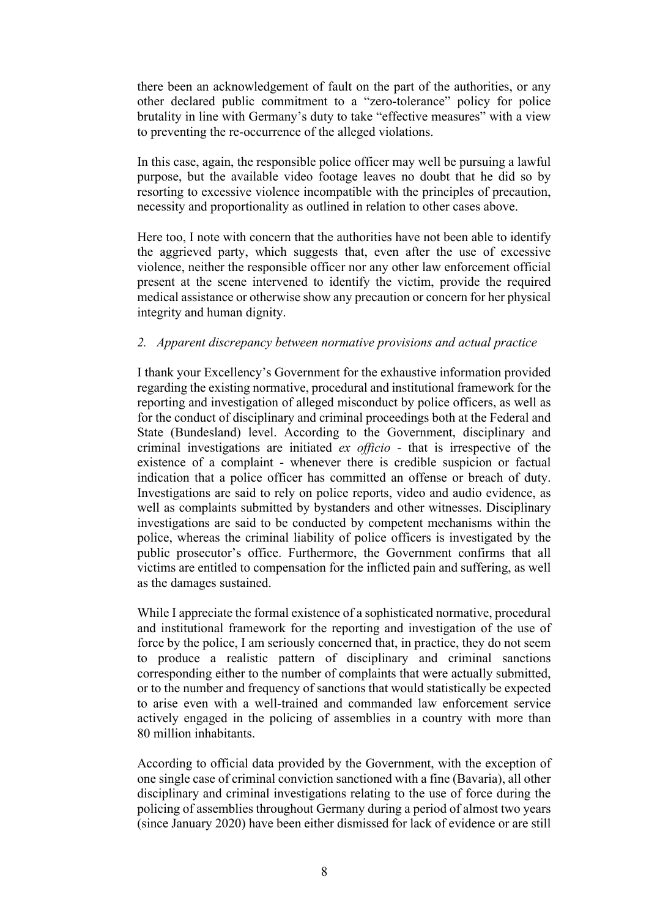there been an acknowledgement of fault on the part of the authorities, or any other declared public commitment to a "zero-tolerance" policy for police brutality in line with Germany's duty to take "effective measures" with a view to preventing the re-occurrence of the alleged violations.

In this case, again, the responsible police officer may well be pursuing a lawful purpose, but the available video footage leaves no doubt that he did so by resorting to excessive violence incompatible with the principles of precaution, necessity and proportionality as outlined in relation to other cases above.

Here too, I note with concern that the authorities have not been able to identify the aggrieved party, which suggests that, even after the use of excessive violence, neither the responsible officer nor any other law enforcement official present at the scene intervened to identify the victim, provide the required medical assistance or otherwise show any precaution or concern for her physical integrity and human dignity.

*2. Apparent discrepancy between normative provisions and actual practice*

I thank your Excellency's Government for the exhaustive information provided regarding the existing normative, procedural and institutional framework for the reporting and investigation of alleged misconduct by police officers, as well as for the conduct of disciplinary and criminal proceedings both at the Federal and State (Bundesland) level. According to the Government, disciplinary and criminal investigations are initiated *ex officio* - that is irrespective of the existence of a complaint - whenever there is credible suspicion or factual indication that a police officer has committed an offense or breach of duty. Investigations are said to rely on police reports, video and audio evidence, as well as complaints submitted by bystanders and other witnesses. Disciplinary investigations are said to be conducted by competent mechanisms within the police, whereas the criminal liability of police officers is investigated by the public prosecutor's office. Furthermore, the Government confirms that all victims are entitled to compensation for the inflicted pain and suffering, as well as the damages sustained.

While I appreciate the formal existence of a sophisticated normative, procedural and institutional framework for the reporting and investigation of the use of force by the police, I am seriously concerned that, in practice, they do not seem to produce a realistic pattern of disciplinary and criminal sanctions corresponding either to the number of complaints that were actually submitted, or to the number and frequency of sanctions that would statistically be expected to arise even with a well-trained and commanded law enforcement service actively engaged in the policing of assemblies in a country with more than 80 million inhabitants.

According to official data provided by the Government, with the exception of one single case of criminal conviction sanctioned with a fine (Bavaria), all other disciplinary and criminal investigations relating to the use of force during the policing of assemblies throughout Germany during a period of almost two years (since January 2020) have been either dismissed for lack of evidence or are still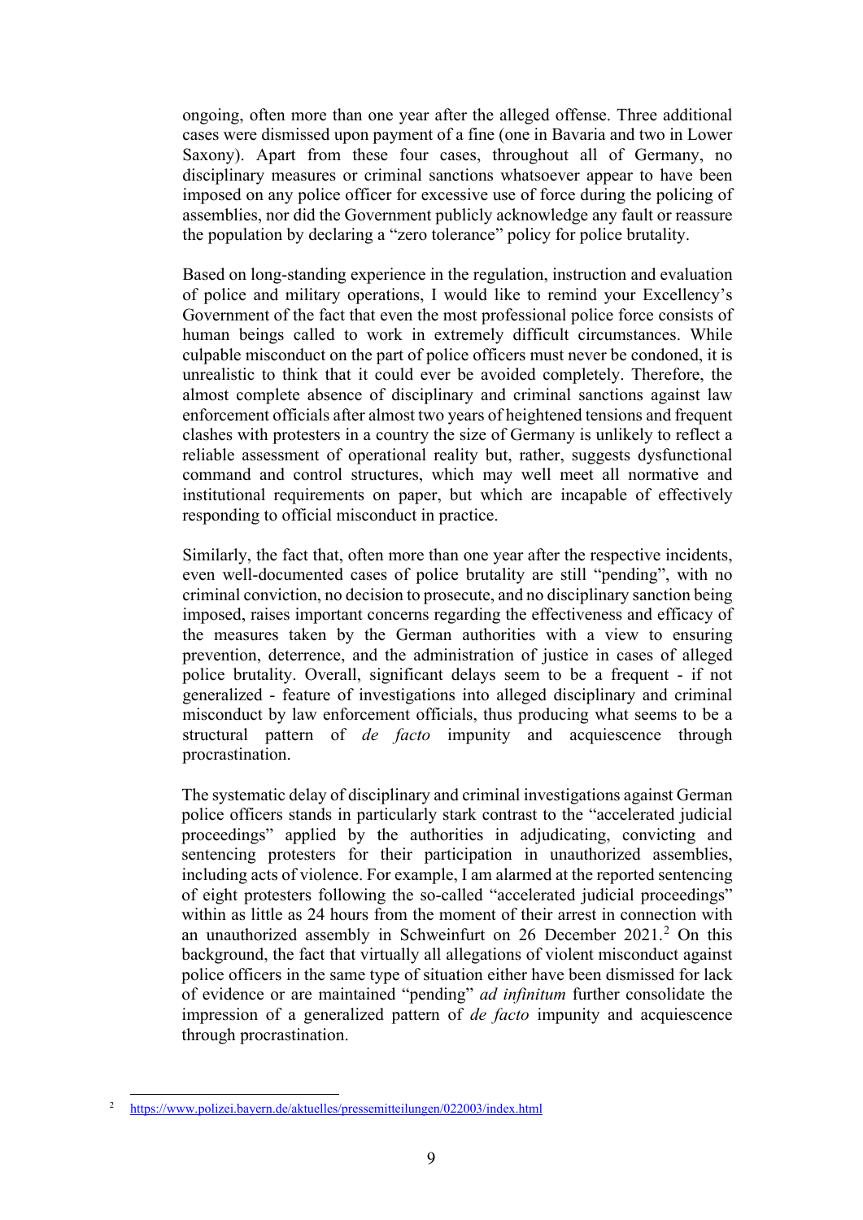ongoing, often more than one year after the alleged offense. Three additional cases were dismissed upon payment of a fine (one in Bavaria and two in Lower Saxony). Apart from these four cases, throughout all of Germany, no disciplinary measures or criminal sanctions whatsoever appear to have been imposed on any police officer for excessive use of force during the policing of assemblies, nor did the Government publicly acknowledge any fault or reassure the population by declaring a "zero tolerance" policy for police brutality.

Based on long-standing experience in the regulation, instruction and evaluation of police and military operations, I would like to remind your Excellency's Government of the fact that even the most professional police force consists of human beings called to work in extremely difficult circumstances. While culpable misconduct on the part of police officers must never be condoned, it is unrealistic to think that it could ever be avoided completely. Therefore, the almost complete absence of disciplinary and criminal sanctions against law enforcement officials after almost two years of heightened tensions and frequent clashes with protesters in a country the size of Germany is unlikely to reflect a reliable assessment of operational reality but, rather, suggests dysfunctional command and control structures, which may well meet all normative and institutional requirements on paper, but which are incapable of effectively responding to official misconduct in practice.

Similarly, the fact that, often more than one year after the respective incidents, even well-documented cases of police brutality are still "pending", with no criminal conviction, no decision to prosecute, and no disciplinary sanction being imposed, raises important concerns regarding the effectiveness and efficacy of the measures taken by the German authorities with a view to ensuring prevention, deterrence, and the administration of justice in cases of alleged police brutality. Overall, significant delays seem to be a frequent - if not generalized - feature of investigations into alleged disciplinary and criminal misconduct by law enforcement officials, thus producing what seems to be a structural pattern of *de facto* impunity and acquiescence through procrastination.

The systematic delay of disciplinary and criminal investigations against German police officers stands in particularly stark contrast to the "accelerated judicial proceedings" applied by the authorities in adjudicating, convicting and sentencing protesters for their participation in unauthorized assemblies, including acts of violence. For example, I am alarmed at the reported sentencing of eight protesters following the so-called "accelerated judicial proceedings" within as little as 24 hours from the moment of their arrest in connection with an unauthorized assembly in Schweinfurt on 26 December 2021.[2] On this background, the fact that virtually all allegations of violent misconduct against police officers in the same type of situation either have been dismissed for lack of evidence or are maintained "pending" *ad infinitum* further consolidate the impression of a generalized pattern of *de facto* impunity and acquiescence through procrastination.

---

[2] https://www.polizei.bayern.de/aktuelles/pressemitteilungen/022003/index.html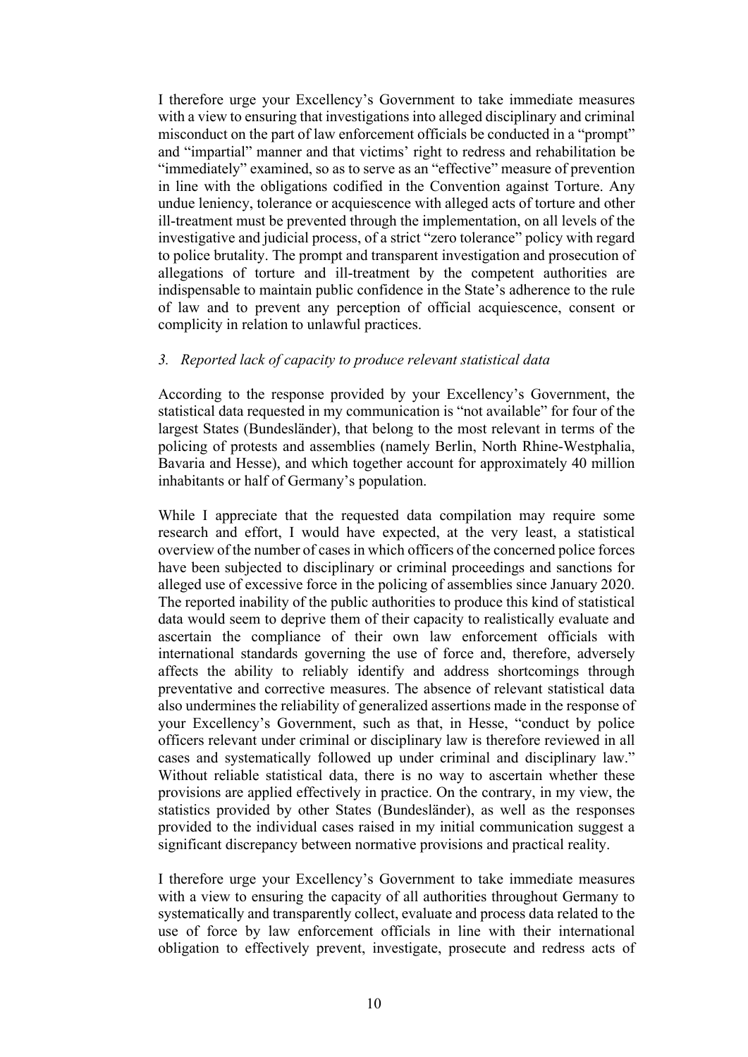I therefore urge your Excellency's Government to take immediate measures with a view to ensuring that investigations into alleged disciplinary and criminal misconduct on the part of law enforcement officials be conducted in a "prompt" and "impartial" manner and that victims' right to redress and rehabilitation be "immediately" examined, so as to serve as an "effective" measure of prevention in line with the obligations codified in the Convention against Torture. Any undue leniency, tolerance or acquiescence with alleged acts of torture and other ill-treatment must be prevented through the implementation, on all levels of the investigative and judicial process, of a strict "zero tolerance" policy with regard to police brutality. The prompt and transparent investigation and prosecution of allegations of torture and ill-treatment by the competent authorities are indispensable to maintain public confidence in the State's adherence to the rule of law and to prevent any perception of official acquiescence, consent or complicity in relation to unlawful practices.

*3. Reported lack of capacity to produce relevant statistical data*

According to the response provided by your Excellency's Government, the statistical data requested in my communication is "not available" for four of the largest States (Bundesländer), that belong to the most relevant in terms of the policing of protests and assemblies (namely Berlin, North Rhine-Westphalia, Bavaria and Hesse), and which together account for approximately 40 million inhabitants or half of Germany's population.

While I appreciate that the requested data compilation may require some research and effort, I would have expected, at the very least, a statistical overview of the number of cases in which officers of the concerned police forces have been subjected to disciplinary or criminal proceedings and sanctions for alleged use of excessive force in the policing of assemblies since January 2020. The reported inability of the public authorities to produce this kind of statistical data would seem to deprive them of their capacity to realistically evaluate and ascertain the compliance of their own law enforcement officials with international standards governing the use of force and, therefore, adversely affects the ability to reliably identify and address shortcomings through preventative and corrective measures. The absence of relevant statistical data also undermines the reliability of generalized assertions made in the response of your Excellency's Government, such as that, in Hesse, "conduct by police officers relevant under criminal or disciplinary law is therefore reviewed in all cases and systematically followed up under criminal and disciplinary law." Without reliable statistical data, there is no way to ascertain whether these provisions are applied effectively in practice. On the contrary, in my view, the statistics provided by other States (Bundesländer), as well as the responses provided to the individual cases raised in my initial communication suggest a significant discrepancy between normative provisions and practical reality.

I therefore urge your Excellency's Government to take immediate measures with a view to ensuring the capacity of all authorities throughout Germany to systematically and transparently collect, evaluate and process data related to the use of force by law enforcement officials in line with their international obligation to effectively prevent, investigate, prosecute and redress acts of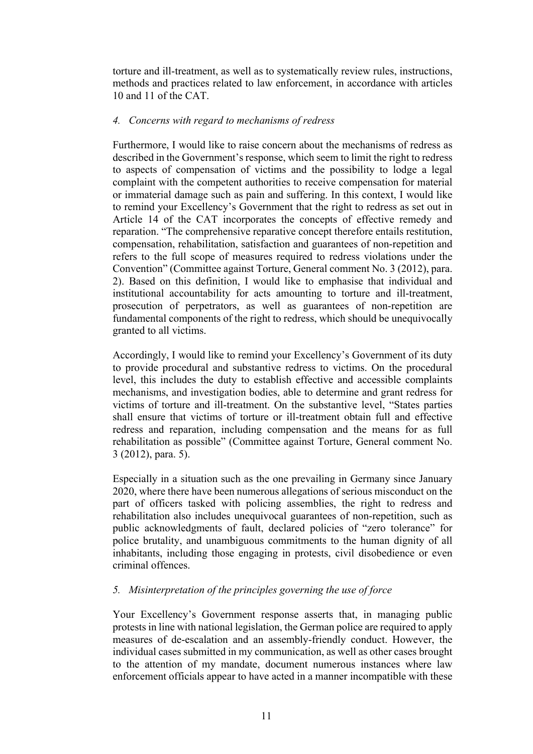torture and ill-treatment, as well as to systematically review rules, instructions, methods and practices related to law enforcement, in accordance with articles 10 and 11 of the CAT.

*4. Concerns with regard to mechanisms of redress*

Furthermore, I would like to raise concern about the mechanisms of redress as described in the Government's response, which seem to limit the right to redress to aspects of compensation of victims and the possibility to lodge a legal complaint with the competent authorities to receive compensation for material or immaterial damage such as pain and suffering. In this context, I would like to remind your Excellency's Government that the right to redress as set out in Article 14 of the CAT incorporates the concepts of effective remedy and reparation. "The comprehensive reparative concept therefore entails restitution, compensation, rehabilitation, satisfaction and guarantees of non-repetition and refers to the full scope of measures required to redress violations under the Convention" (Committee against Torture, General comment No. 3 (2012), para. 2). Based on this definition, I would like to emphasise that individual and institutional accountability for acts amounting to torture and ill-treatment, prosecution of perpetrators, as well as guarantees of non-repetition are fundamental components of the right to redress, which should be unequivocally granted to all victims.

Accordingly, I would like to remind your Excellency's Government of its duty to provide procedural and substantive redress to victims. On the procedural level, this includes the duty to establish effective and accessible complaints mechanisms, and investigation bodies, able to determine and grant redress for victims of torture and ill-treatment. On the substantive level, "States parties shall ensure that victims of torture or ill-treatment obtain full and effective redress and reparation, including compensation and the means for as full rehabilitation as possible" (Committee against Torture, General comment No. 3 (2012), para. 5).

Especially in a situation such as the one prevailing in Germany since January 2020, where there have been numerous allegations of serious misconduct on the part of officers tasked with policing assemblies, the right to redress and rehabilitation also includes unequivocal guarantees of non-repetition, such as public acknowledgments of fault, declared policies of "zero tolerance" for police brutality, and unambiguous commitments to the human dignity of all inhabitants, including those engaging in protests, civil disobedience or even criminal offences.

*5. Misinterpretation of the principles governing the use of force*

Your Excellency's Government response asserts that, in managing public protests in line with national legislation, the German police are required to apply measures of de-escalation and an assembly-friendly conduct. However, the individual cases submitted in my communication, as well as other cases brought to the attention of my mandate, document numerous instances where law enforcement officials appear to have acted in a manner incompatible with these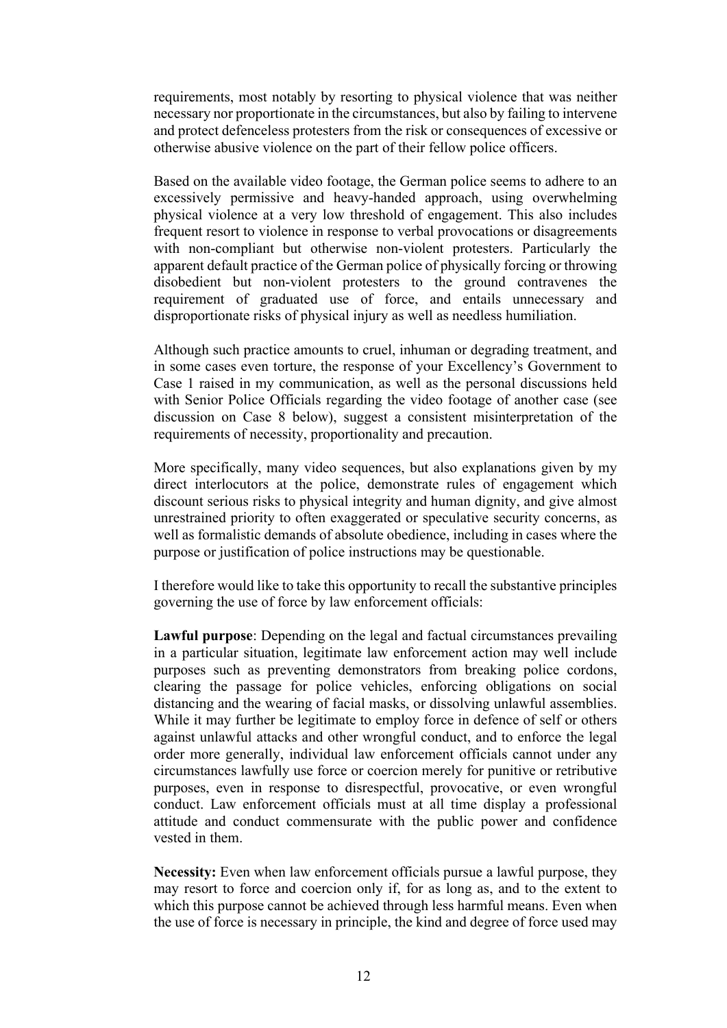requirements, most notably by resorting to physical violence that was neither necessary nor proportionate in the circumstances, but also by failing to intervene and protect defenceless protesters from the risk or consequences of excessive or otherwise abusive violence on the part of their fellow police officers.

Based on the available video footage, the German police seems to adhere to an excessively permissive and heavy-handed approach, using overwhelming physical violence at a very low threshold of engagement. This also includes frequent resort to violence in response to verbal provocations or disagreements with non-compliant but otherwise non-violent protesters. Particularly the apparent default practice of the German police of physically forcing or throwing disobedient but non-violent protesters to the ground contravenes the requirement of graduated use of force, and entails unnecessary and disproportionate risks of physical injury as well as needless humiliation.

Although such practice amounts to cruel, inhuman or degrading treatment, and in some cases even torture, the response of your Excellency's Government to Case 1 raised in my communication, as well as the personal discussions held with Senior Police Officials regarding the video footage of another case (see discussion on Case 8 below), suggest a consistent misinterpretation of the requirements of necessity, proportionality and precaution.

More specifically, many video sequences, but also explanations given by my direct interlocutors at the police, demonstrate rules of engagement which discount serious risks to physical integrity and human dignity, and give almost unrestrained priority to often exaggerated or speculative security concerns, as well as formalistic demands of absolute obedience, including in cases where the purpose or justification of police instructions may be questionable.

I therefore would like to take this opportunity to recall the substantive principles governing the use of force by law enforcement officials:

**Lawful purpose**: Depending on the legal and factual circumstances prevailing in a particular situation, legitimate law enforcement action may well include purposes such as preventing demonstrators from breaking police cordons, clearing the passage for police vehicles, enforcing obligations on social distancing and the wearing of facial masks, or dissolving unlawful assemblies. While it may further be legitimate to employ force in defence of self or others against unlawful attacks and other wrongful conduct, and to enforce the legal order more generally, individual law enforcement officials cannot under any circumstances lawfully use force or coercion merely for punitive or retributive purposes, even in response to disrespectful, provocative, or even wrongful conduct. Law enforcement officials must at all time display a professional attitude and conduct commensurate with the public power and confidence vested in them.

**Necessity:** Even when law enforcement officials pursue a lawful purpose, they may resort to force and coercion only if, for as long as, and to the extent to which this purpose cannot be achieved through less harmful means. Even when the use of force is necessary in principle, the kind and degree of force used may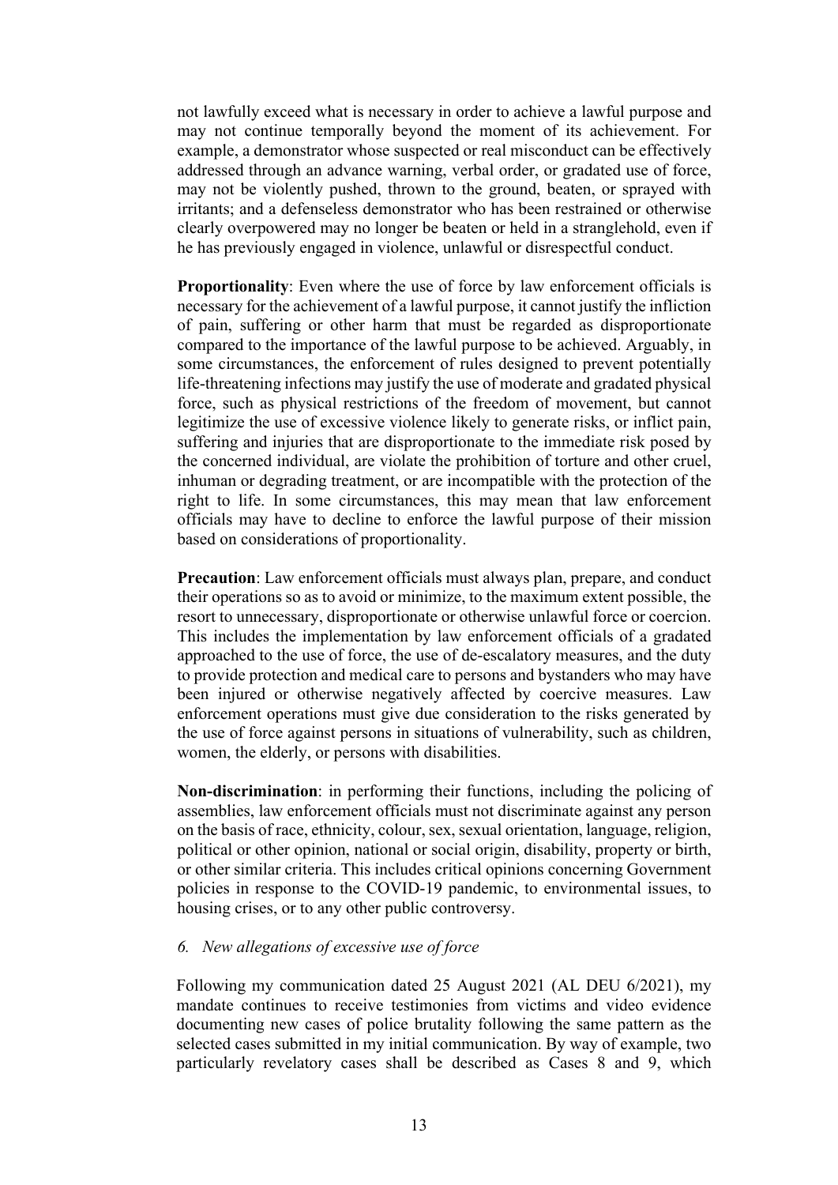not lawfully exceed what is necessary in order to achieve a lawful purpose and may not continue temporally beyond the moment of its achievement. For example, a demonstrator whose suspected or real misconduct can be effectively addressed through an advance warning, verbal order, or gradated use of force, may not be violently pushed, thrown to the ground, beaten, or sprayed with irritants; and a defenseless demonstrator who has been restrained or otherwise clearly overpowered may no longer be beaten or held in a stranglehold, even if he has previously engaged in violence, unlawful or disrespectful conduct.

**Proportionality**: Even where the use of force by law enforcement officials is necessary for the achievement of a lawful purpose, it cannot justify the infliction of pain, suffering or other harm that must be regarded as disproportionate compared to the importance of the lawful purpose to be achieved. Arguably, in some circumstances, the enforcement of rules designed to prevent potentially life-threatening infections may justify the use of moderate and gradated physical force, such as physical restrictions of the freedom of movement, but cannot legitimize the use of excessive violence likely to generate risks, or inflict pain, suffering and injuries that are disproportionate to the immediate risk posed by the concerned individual, are violate the prohibition of torture and other cruel, inhuman or degrading treatment, or are incompatible with the protection of the right to life. In some circumstances, this may mean that law enforcement officials may have to decline to enforce the lawful purpose of their mission based on considerations of proportionality.

**Precaution**: Law enforcement officials must always plan, prepare, and conduct their operations so as to avoid or minimize, to the maximum extent possible, the resort to unnecessary, disproportionate or otherwise unlawful force or coercion. This includes the implementation by law enforcement officials of a gradated approached to the use of force, the use of de-escalatory measures, and the duty to provide protection and medical care to persons and bystanders who may have been injured or otherwise negatively affected by coercive measures. Law enforcement operations must give due consideration to the risks generated by the use of force against persons in situations of vulnerability, such as children, women, the elderly, or persons with disabilities.

**Non-discrimination**: in performing their functions, including the policing of assemblies, law enforcement officials must not discriminate against any person on the basis of race, ethnicity, colour, sex, sexual orientation, language, religion, political or other opinion, national or social origin, disability, property or birth, or other similar criteria. This includes critical opinions concerning Government policies in response to the COVID-19 pandemic, to environmental issues, to housing crises, or to any other public controversy.

### *6. New allegations of excessive use of force*

Following my communication dated 25 August 2021 (AL DEU 6/2021), my mandate continues to receive testimonies from victims and video evidence documenting new cases of police brutality following the same pattern as the selected cases submitted in my initial communication. By way of example, two particularly revelatory cases shall be described as Cases 8 and 9, which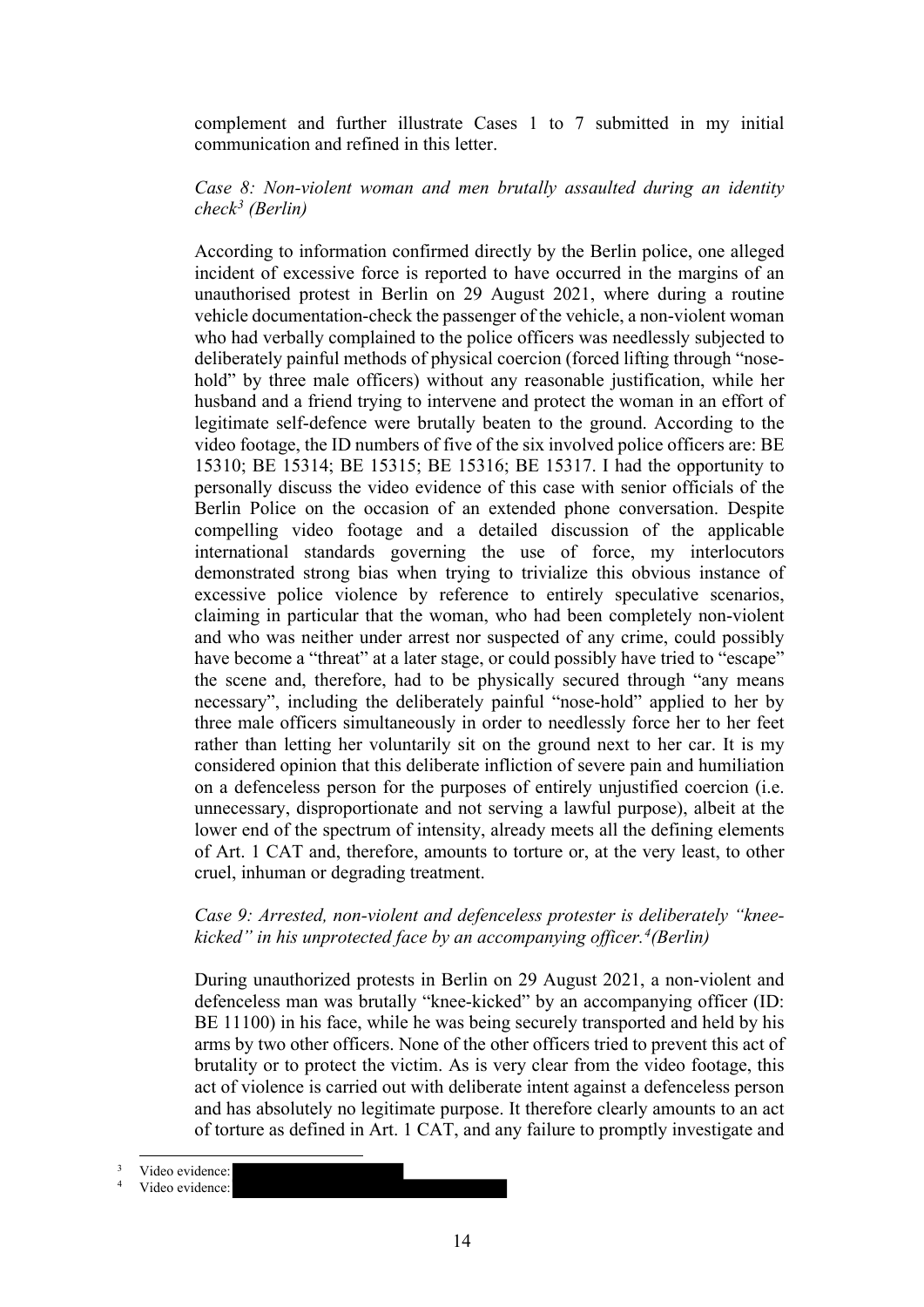complement and further illustrate Cases 1 to 7 submitted in my initial communication and refined in this letter.

*Case 8: Non-violent woman and men brutally assaulted during an identity check[3] (Berlin)*

According to information confirmed directly by the Berlin police, one alleged incident of excessive force is reported to have occurred in the margins of an unauthorised protest in Berlin on 29 August 2021, where during a routine vehicle documentation-check the passenger of the vehicle, a non-violent woman who had verbally complained to the police officers was needlessly subjected to deliberately painful methods of physical coercion (forced lifting through "nose-hold" by three male officers) without any reasonable justification, while her husband and a friend trying to intervene and protect the woman in an effort of legitimate self-defence were brutally beaten to the ground. According to the video footage, the ID numbers of five of the six involved police officers are: BE 15310; BE 15314; BE 15315; BE 15316; BE 15317. I had the opportunity to personally discuss the video evidence of this case with senior officials of the Berlin Police on the occasion of an extended phone conversation. Despite compelling video footage and a detailed discussion of the applicable international standards governing the use of force, my interlocutors demonstrated strong bias when trying to trivialize this obvious instance of excessive police violence by reference to entirely speculative scenarios, claiming in particular that the woman, who had been completely non-violent and who was neither under arrest nor suspected of any crime, could possibly have become a "threat" at a later stage, or could possibly have tried to "escape" the scene and, therefore, had to be physically secured through "any means necessary", including the deliberately painful "nose-hold" applied to her by three male officers simultaneously in order to needlessly force her to her feet rather than letting her voluntarily sit on the ground next to her car. It is my considered opinion that this deliberate infliction of severe pain and humiliation on a defenceless person for the purposes of entirely unjustified coercion (i.e. unnecessary, disproportionate and not serving a lawful purpose), albeit at the lower end of the spectrum of intensity, already meets all the defining elements of Art. 1 CAT and, therefore, amounts to torture or, at the very least, to other cruel, inhuman or degrading treatment.

*Case 9: Arrested, non-violent and defenceless protester is deliberately "knee-kicked" in his unprotected face by an accompanying officer.[4] (Berlin)*

During unauthorized protests in Berlin on 29 August 2021, a non-violent and defenceless man was brutally "knee-kicked" by an accompanying officer (ID: BE 11100) in his face, while he was being securely transported and held by his arms by two other officers. None of the other officers tried to prevent this act of brutality or to protect the victim. As is very clear from the video footage, this act of violence is carried out with deliberate intent against a defenceless person and has absolutely no legitimate purpose. It therefore clearly amounts to an act of torture as defined in Art. 1 CAT, and any failure to promptly investigate and

---

[3] Video evidence: 

[4] Video evidence: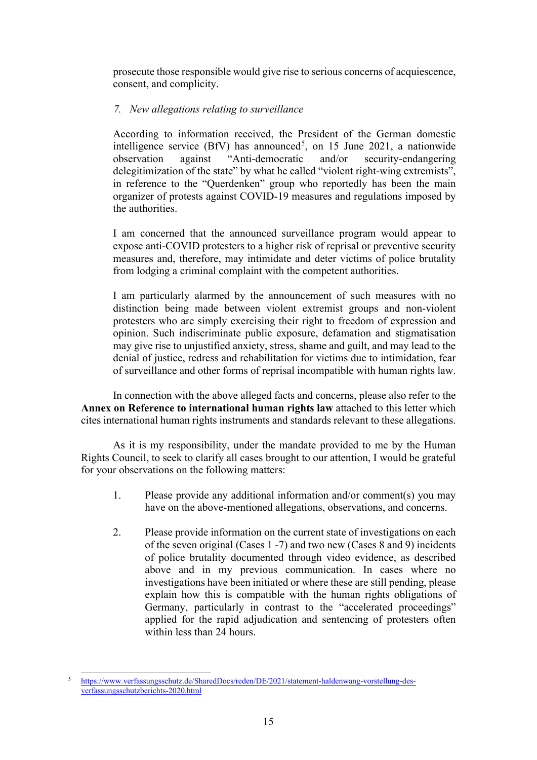prosecute those responsible would give rise to serious concerns of acquiescence, consent, and complicity.

*7. New allegations relating to surveillance*

According to information received, the President of the German domestic intelligence service (BfV) has announced[5], on 15 June 2021, a nationwide observation against "Anti-democratic and/or security-endangering delegitimization of the state" by what he called "violent right-wing extremists", in reference to the "Querdenken" group who reportedly has been the main organizer of protests against COVID-19 measures and regulations imposed by the authorities.

I am concerned that the announced surveillance program would appear to expose anti-COVID protesters to a higher risk of reprisal or preventive security measures and, therefore, may intimidate and deter victims of police brutality from lodging a criminal complaint with the competent authorities.

I am particularly alarmed by the announcement of such measures with no distinction being made between violent extremist groups and non-violent protesters who are simply exercising their right to freedom of expression and opinion. Such indiscriminate public exposure, defamation and stigmatisation may give rise to unjustified anxiety, stress, shame and guilt, and may lead to the denial of justice, redress and rehabilitation for victims due to intimidation, fear of surveillance and other forms of reprisal incompatible with human rights law.

In connection with the above alleged facts and concerns, please also refer to the **Annex on Reference to international human rights law** attached to this letter which cites international human rights instruments and standards relevant to these allegations.

As it is my responsibility, under the mandate provided to me by the Human Rights Council, to seek to clarify all cases brought to our attention, I would be grateful for your observations on the following matters:

1. Please provide any additional information and/or comment(s) you may have on the above-mentioned allegations, observations, and concerns.

2. Please provide information on the current state of investigations on each of the seven original (Cases 1 -7) and two new (Cases 8 and 9) incidents of police brutality documented through video evidence, as described above and in my previous communication. In cases where no investigations have been initiated or where these are still pending, please explain how this is compatible with the human rights obligations of Germany, particularly in contrast to the "accelerated proceedings" applied for the rapid adjudication and sentencing of protesters often within less than 24 hours.

[5] https://www.verfassungsschutz.de/SharedDocs/reden/DE/2021/statement-haldenwang-vorstellung-des-verfassungsschutzberichts-2020.html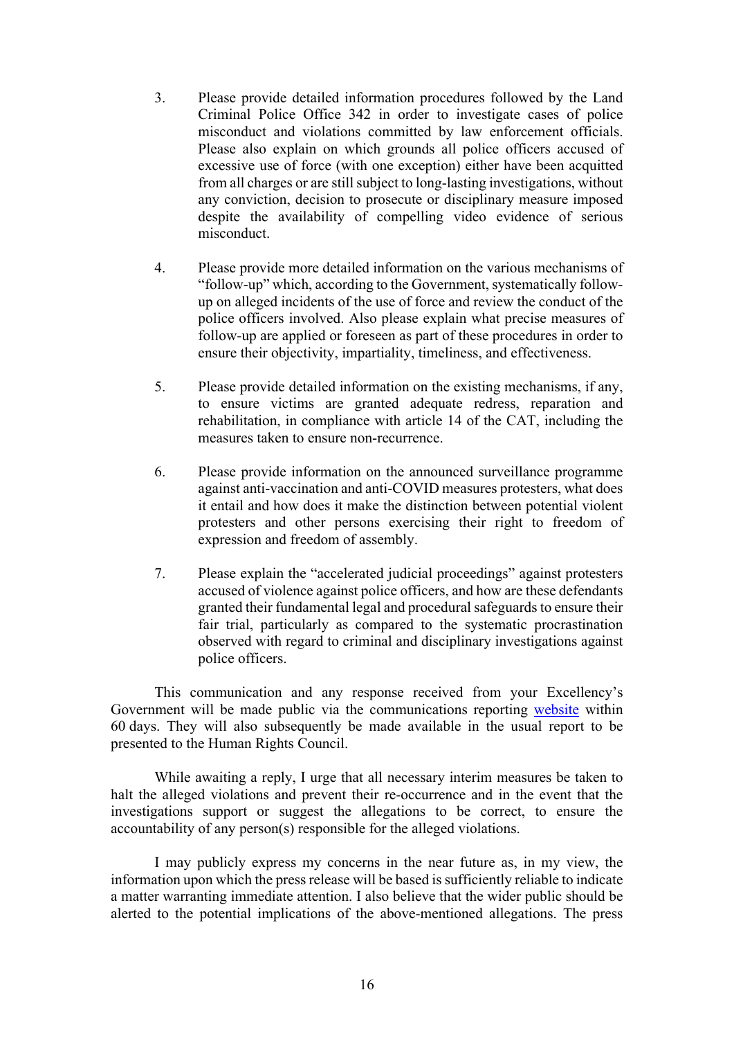3. Please provide detailed information procedures followed by the Land Criminal Police Office 342 in order to investigate cases of police misconduct and violations committed by law enforcement officials. Please also explain on which grounds all police officers accused of excessive use of force (with one exception) either have been acquitted from all charges or are still subject to long-lasting investigations, without any conviction, decision to prosecute or disciplinary measure imposed despite the availability of compelling video evidence of serious misconduct.

4. Please provide more detailed information on the various mechanisms of "follow-up" which, according to the Government, systematically follow-up on alleged incidents of the use of force and review the conduct of the police officers involved. Also please explain what precise measures of follow-up are applied or foreseen as part of these procedures in order to ensure their objectivity, impartiality, timeliness, and effectiveness.

5. Please provide detailed information on the existing mechanisms, if any, to ensure victims are granted adequate redress, reparation and rehabilitation, in compliance with article 14 of the CAT, including the measures taken to ensure non-recurrence.

6. Please provide information on the announced surveillance programme against anti-vaccination and anti-COVID measures protesters, what does it entail and how does it make the distinction between potential violent protesters and other persons exercising their right to freedom of expression and freedom of assembly.

7. Please explain the "accelerated judicial proceedings" against protesters accused of violence against police officers, and how are these defendants granted their fundamental legal and procedural safeguards to ensure their fair trial, particularly as compared to the systematic procrastination observed with regard to criminal and disciplinary investigations against police officers.

This communication and any response received from your Excellency's Government will be made public via the communications reporting website within 60 days. They will also subsequently be made available in the usual report to be presented to the Human Rights Council.

While awaiting a reply, I urge that all necessary interim measures be taken to halt the alleged violations and prevent their re-occurrence and in the event that the investigations support or suggest the allegations to be correct, to ensure the accountability of any person(s) responsible for the alleged violations.

I may publicly express my concerns in the near future as, in my view, the information upon which the press release will be based is sufficiently reliable to indicate a matter warranting immediate attention. I also believe that the wider public should be alerted to the potential implications of the above-mentioned allegations. The press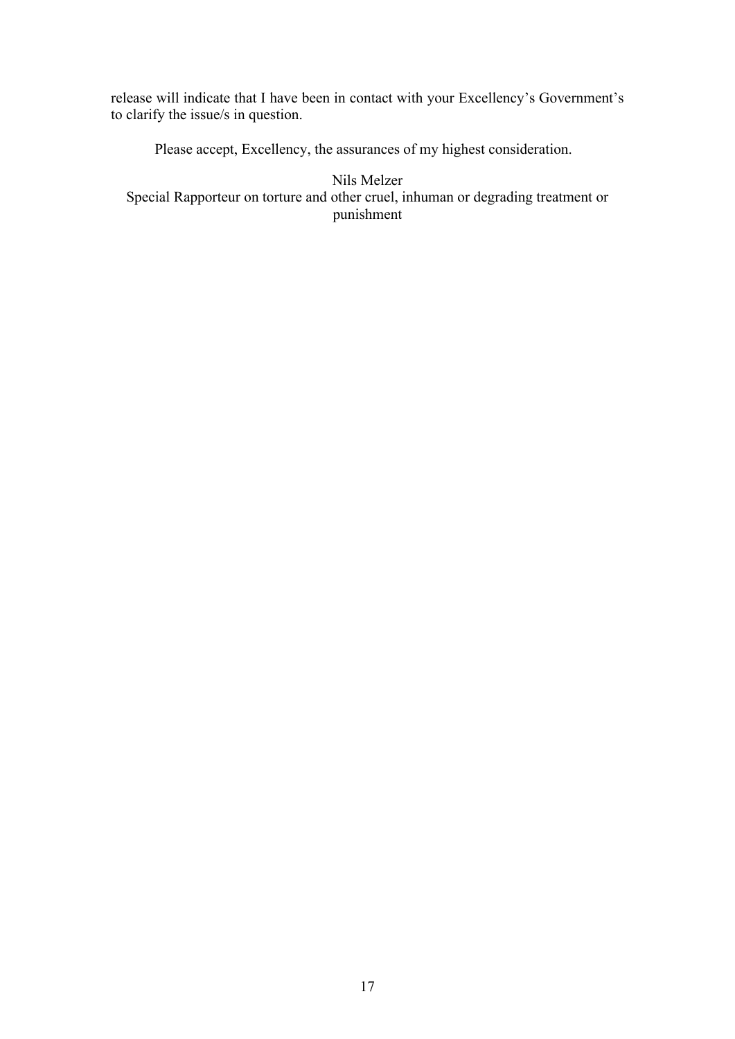release will indicate that I have been in contact with your Excellency's Government's to clarify the issue/s in question.

Please accept, Excellency, the assurances of my highest consideration.

Nils Melzer
Special Rapporteur on torture and other cruel, inhuman or degrading treatment or punishment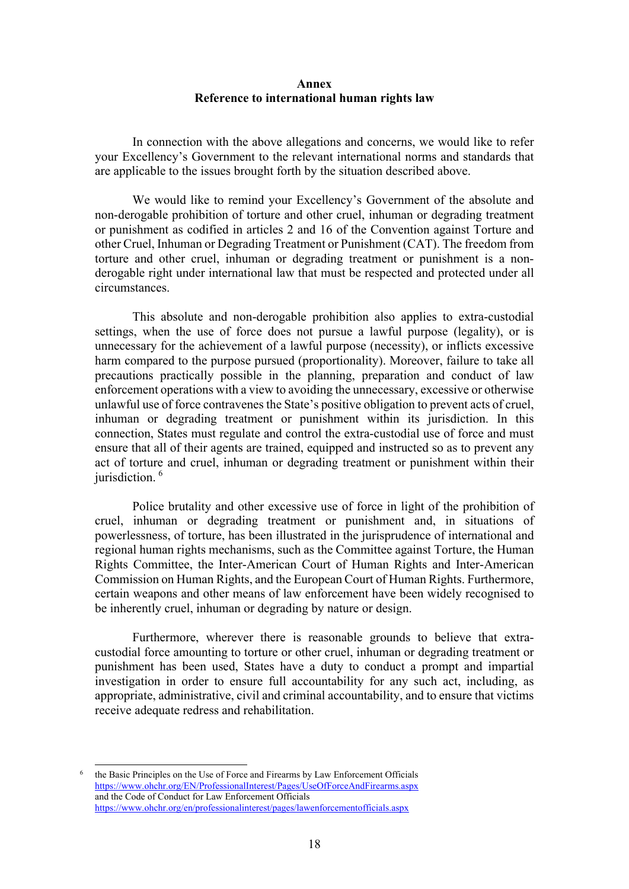**Annex**
**Reference to international human rights law**

In connection with the above allegations and concerns, we would like to refer your Excellency's Government to the relevant international norms and standards that are applicable to the issues brought forth by the situation described above.

We would like to remind your Excellency's Government of the absolute and non-derogable prohibition of torture and other cruel, inhuman or degrading treatment or punishment as codified in articles 2 and 16 of the Convention against Torture and other Cruel, Inhuman or Degrading Treatment or Punishment (CAT). The freedom from torture and other cruel, inhuman or degrading treatment or punishment is a non-derogable right under international law that must be respected and protected under all circumstances.

This absolute and non-derogable prohibition also applies to extra-custodial settings, when the use of force does not pursue a lawful purpose (legality), or is unnecessary for the achievement of a lawful purpose (necessity), or inflicts excessive harm compared to the purpose pursued (proportionality). Moreover, failure to take all precautions practically possible in the planning, preparation and conduct of law enforcement operations with a view to avoiding the unnecessary, excessive or otherwise unlawful use of force contravenes the State's positive obligation to prevent acts of cruel, inhuman or degrading treatment or punishment within its jurisdiction. In this connection, States must regulate and control the extra-custodial use of force and must ensure that all of their agents are trained, equipped and instructed so as to prevent any act of torture and cruel, inhuman or degrading treatment or punishment within their jurisdiction. [6]

Police brutality and other excessive use of force in light of the prohibition of cruel, inhuman or degrading treatment or punishment and, in situations of powerlessness, of torture, has been illustrated in the jurisprudence of international and regional human rights mechanisms, such as the Committee against Torture, the Human Rights Committee, the Inter-American Court of Human Rights and Inter-American Commission on Human Rights, and the European Court of Human Rights. Furthermore, certain weapons and other means of law enforcement have been widely recognised to be inherently cruel, inhuman or degrading by nature or design.

Furthermore, wherever there is reasonable grounds to believe that extra-custodial force amounting to torture or other cruel, inhuman or degrading treatment or punishment has been used, States have a duty to conduct a prompt and impartial investigation in order to ensure full accountability for any such act, including, as appropriate, administrative, civil and criminal accountability, and to ensure that victims receive adequate redress and rehabilitation.

---

[6] the Basic Principles on the Use of Force and Firearms by Law Enforcement Officials https://www.ohchr.org/EN/ProfessionalInterest/Pages/UseOfForceAndFirearms.aspx and the Code of Conduct for Law Enforcement Officials https://www.ohchr.org/en/professionalinterest/pages/lawenforcementofficials.aspx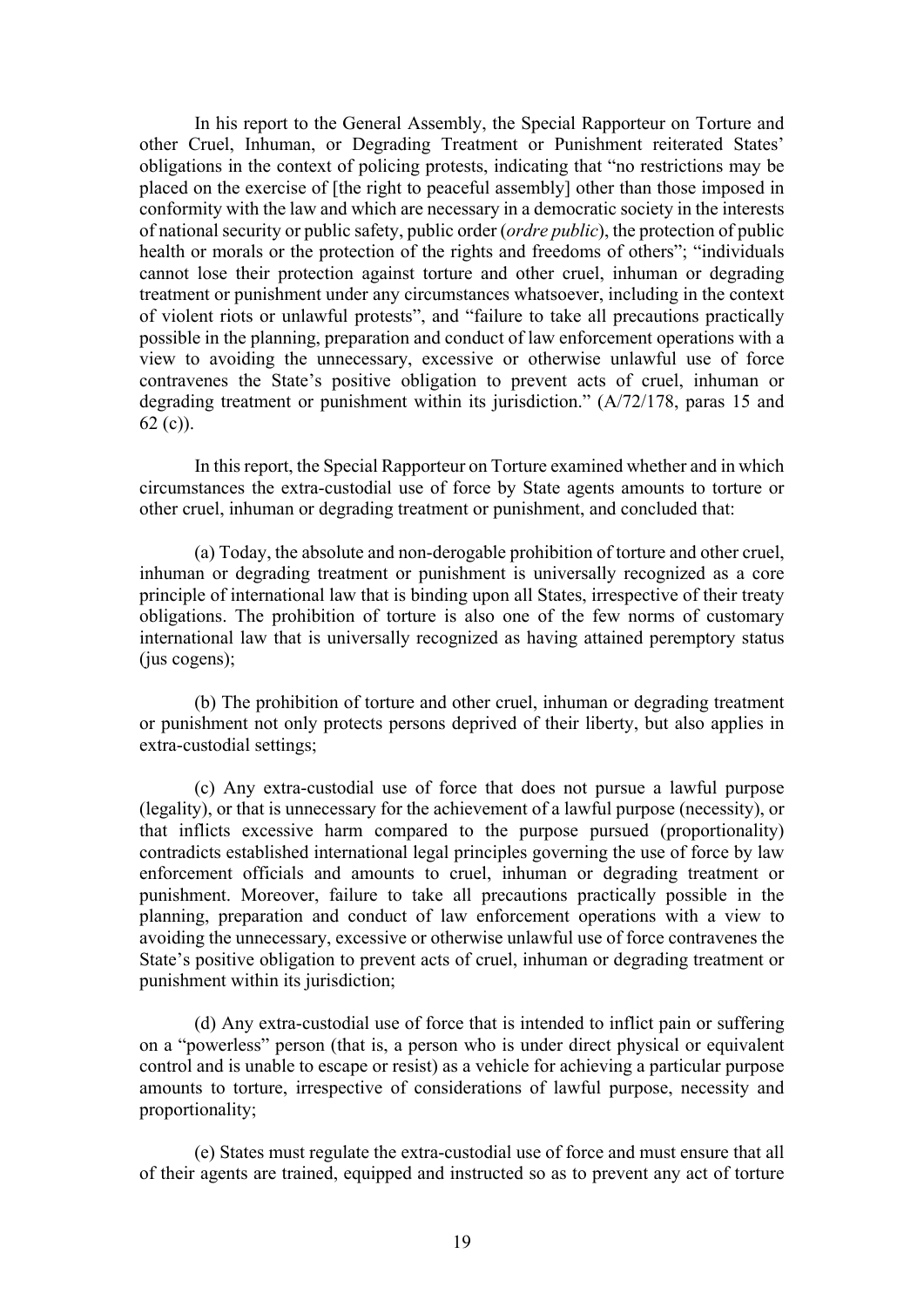In his report to the General Assembly, the Special Rapporteur on Torture and other Cruel, Inhuman, or Degrading Treatment or Punishment reiterated States' obligations in the context of policing protests, indicating that "no restrictions may be placed on the exercise of [the right to peaceful assembly] other than those imposed in conformity with the law and which are necessary in a democratic society in the interests of national security or public safety, public order (*ordre public*), the protection of public health or morals or the protection of the rights and freedoms of others"; "individuals cannot lose their protection against torture and other cruel, inhuman or degrading treatment or punishment under any circumstances whatsoever, including in the context of violent riots or unlawful protests", and "failure to take all precautions practically possible in the planning, preparation and conduct of law enforcement operations with a view to avoiding the unnecessary, excessive or otherwise unlawful use of force contravenes the State's positive obligation to prevent acts of cruel, inhuman or degrading treatment or punishment within its jurisdiction." (A/72/178, paras 15 and 62 (c)).

In this report, the Special Rapporteur on Torture examined whether and in which circumstances the extra-custodial use of force by State agents amounts to torture or other cruel, inhuman or degrading treatment or punishment, and concluded that:

(a) Today, the absolute and non-derogable prohibition of torture and other cruel, inhuman or degrading treatment or punishment is universally recognized as a core principle of international law that is binding upon all States, irrespective of their treaty obligations. The prohibition of torture is also one of the few norms of customary international law that is universally recognized as having attained peremptory status (jus cogens);

(b) The prohibition of torture and other cruel, inhuman or degrading treatment or punishment not only protects persons deprived of their liberty, but also applies in extra-custodial settings;

(c) Any extra-custodial use of force that does not pursue a lawful purpose (legality), or that is unnecessary for the achievement of a lawful purpose (necessity), or that inflicts excessive harm compared to the purpose pursued (proportionality) contradicts established international legal principles governing the use of force by law enforcement officials and amounts to cruel, inhuman or degrading treatment or punishment. Moreover, failure to take all precautions practically possible in the planning, preparation and conduct of law enforcement operations with a view to avoiding the unnecessary, excessive or otherwise unlawful use of force contravenes the State's positive obligation to prevent acts of cruel, inhuman or degrading treatment or punishment within its jurisdiction;

(d) Any extra-custodial use of force that is intended to inflict pain or suffering on a "powerless" person (that is, a person who is under direct physical or equivalent control and is unable to escape or resist) as a vehicle for achieving a particular purpose amounts to torture, irrespective of considerations of lawful purpose, necessity and proportionality;

(e) States must regulate the extra-custodial use of force and must ensure that all of their agents are trained, equipped and instructed so as to prevent any act of torture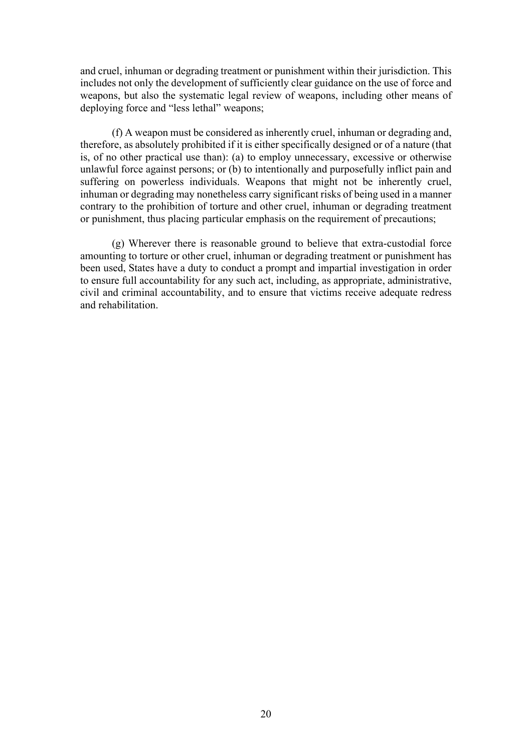and cruel, inhuman or degrading treatment or punishment within their jurisdiction. This includes not only the development of sufficiently clear guidance on the use of force and weapons, but also the systematic legal review of weapons, including other means of deploying force and "less lethal" weapons;

(f) A weapon must be considered as inherently cruel, inhuman or degrading and, therefore, as absolutely prohibited if it is either specifically designed or of a nature (that is, of no other practical use than): (a) to employ unnecessary, excessive or otherwise unlawful force against persons; or (b) to intentionally and purposefully inflict pain and suffering on powerless individuals. Weapons that might not be inherently cruel, inhuman or degrading may nonetheless carry significant risks of being used in a manner contrary to the prohibition of torture and other cruel, inhuman or degrading treatment or punishment, thus placing particular emphasis on the requirement of precautions;

(g) Wherever there is reasonable ground to believe that extra-custodial force amounting to torture or other cruel, inhuman or degrading treatment or punishment has been used, States have a duty to conduct a prompt and impartial investigation in order to ensure full accountability for any such act, including, as appropriate, administrative, civil and criminal accountability, and to ensure that victims receive adequate redress and rehabilitation.